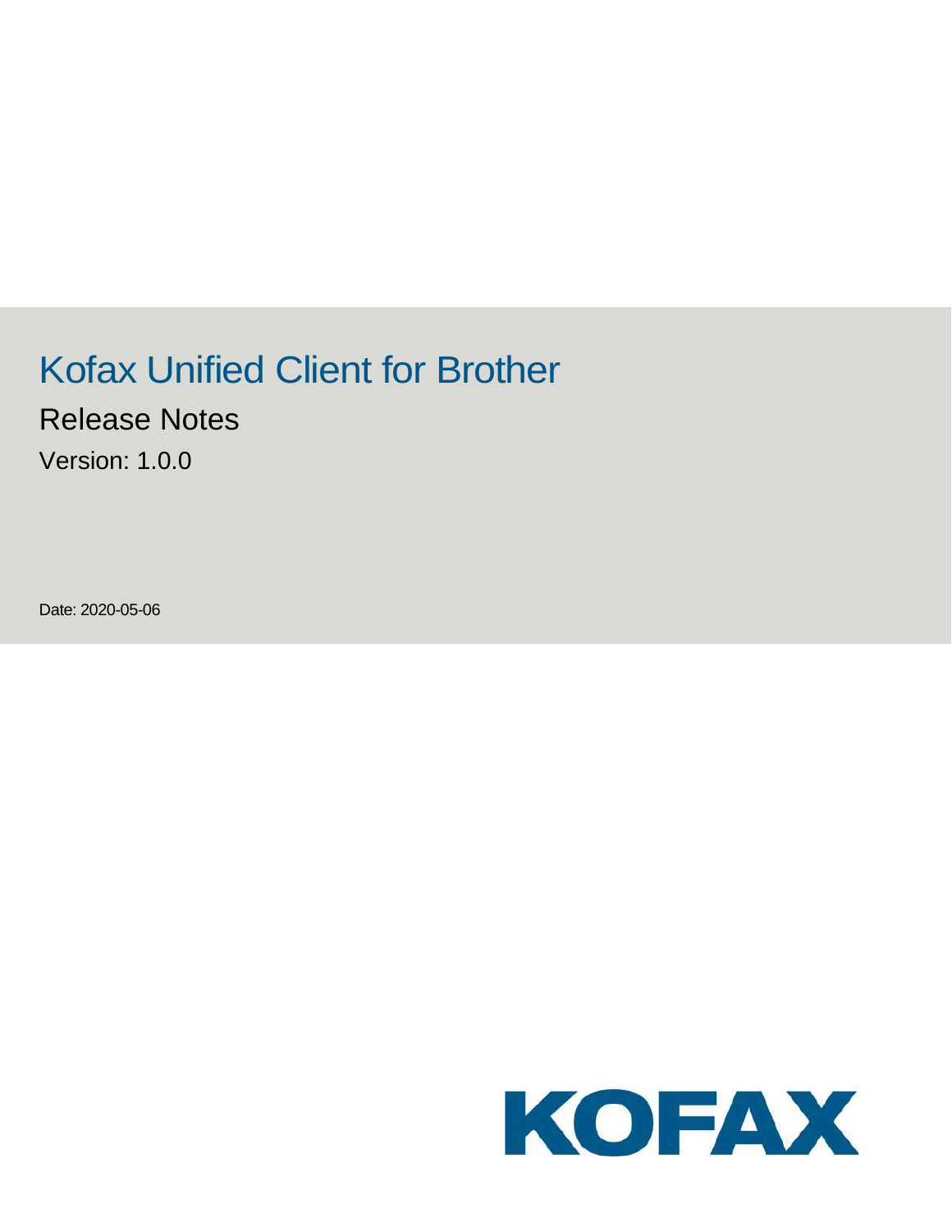# Kofax Unified Client for Brother

## Release Notes

Version: 1.0.0

Date: 2020-05-06

KOFAX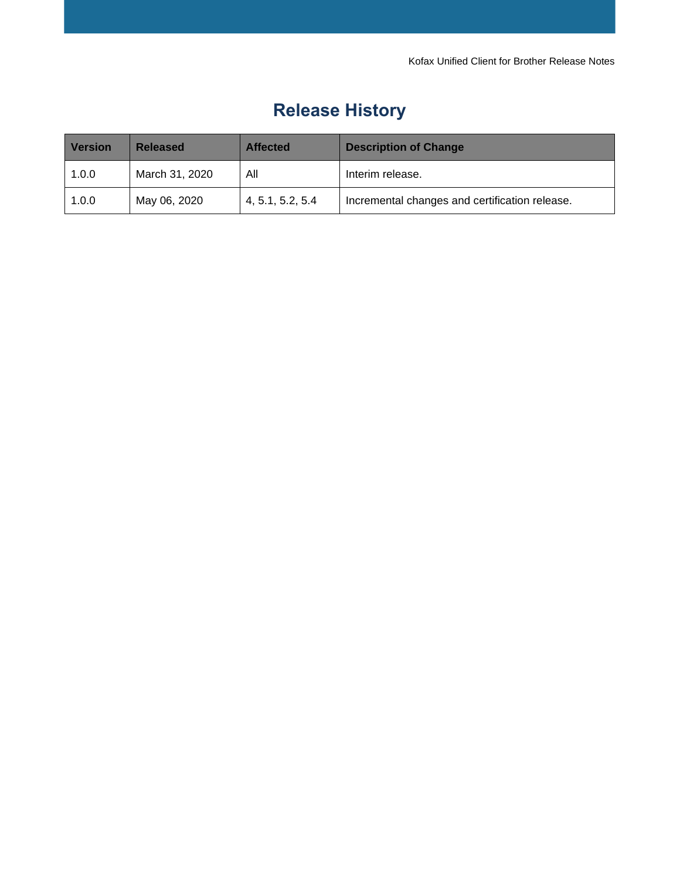# Release History

| Version | Released | Affected | Description of Change |
|---|---|---|---|
| 1.0.0 | March 31, 2020 | All | Interim release. |
| 1.0.0 | May 06, 2020 | 4, 5.1, 5.2, 5.4 | Incremental changes and certification release. |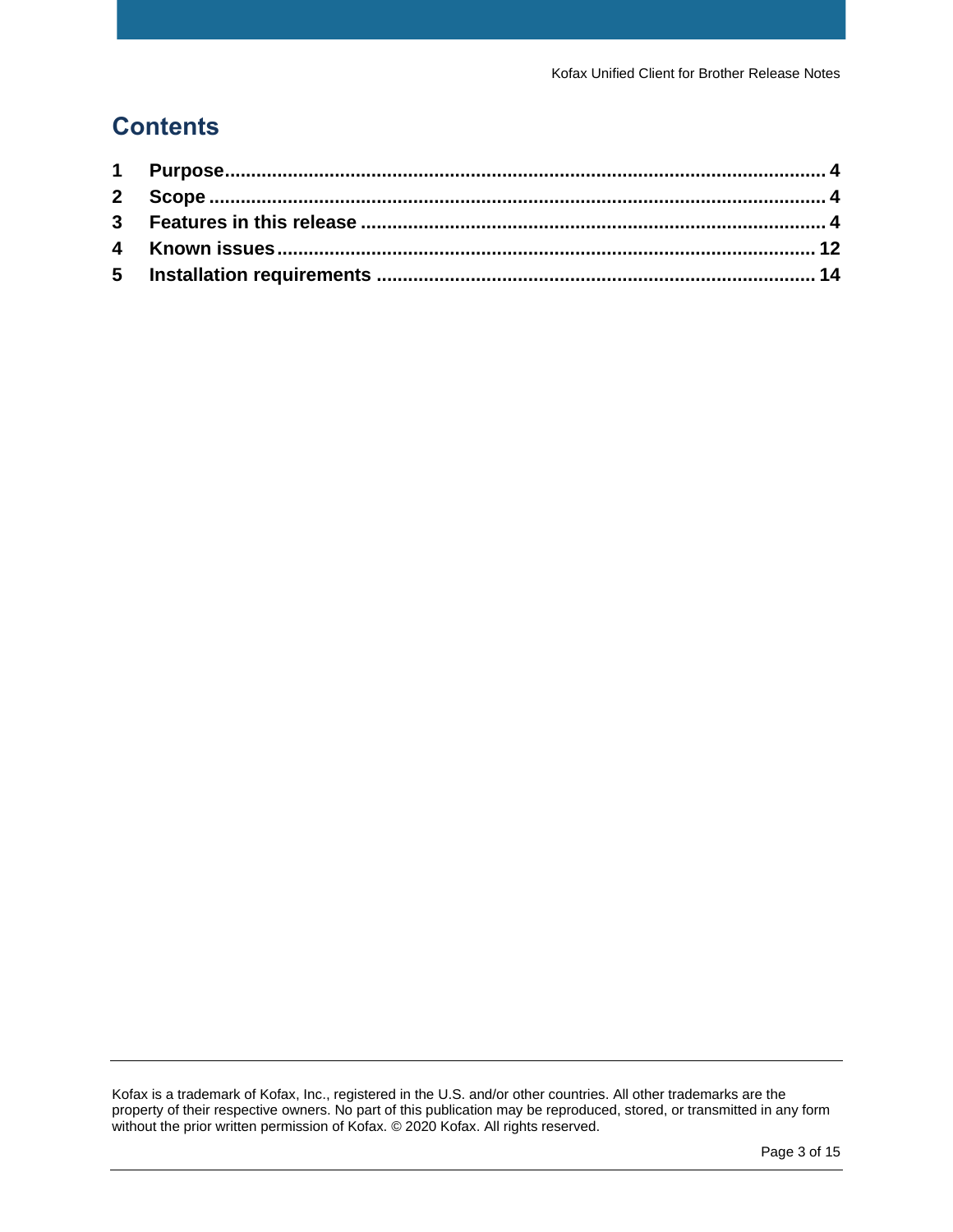# Contents

1 Purpose ........ 4
2 Scope ........ 4
3 Features in this release ........ 4
4 Known issues ........ 12
5 Installation requirements ........ 14

Kofax is a trademark of Kofax, Inc., registered in the U.S. and/or other countries. All other trademarks are the property of their respective owners. No part of this publication may be reproduced, stored, or transmitted in any form without the prior written permission of Kofax. © 2020 Kofax. All rights reserved.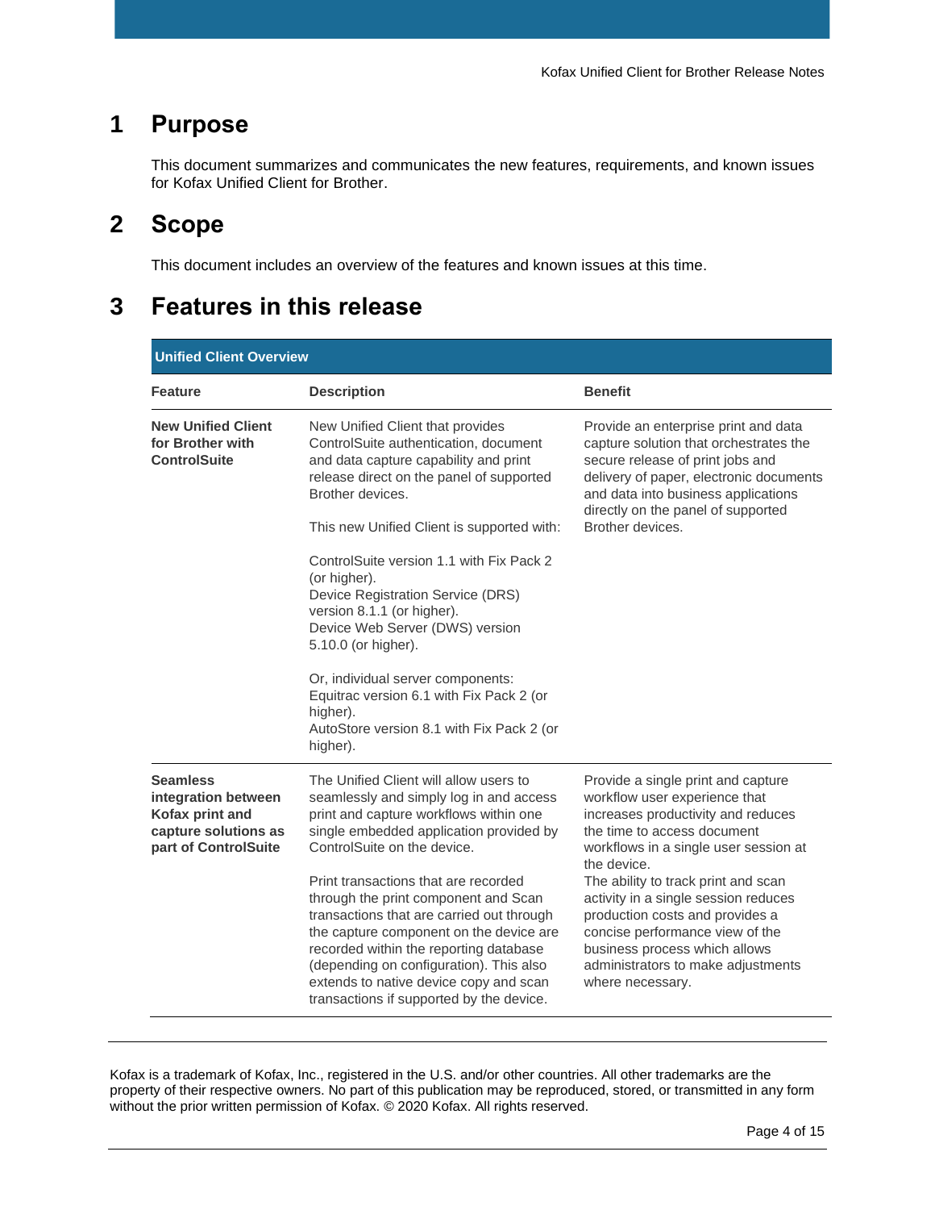# 1 Purpose

This document summarizes and communicates the new features, requirements, and known issues for Kofax Unified Client for Brother.

# 2 Scope

This document includes an overview of the features and known issues at this time.

# 3 Features in this release

| Unified Client Overview | | |
|---|---|---|
| **Feature** | **Description** | **Benefit** |
| **New Unified Client for Brother with ControlSuite** | New Unified Client that provides ControlSuite authentication, document and data capture capability and print release direct on the panel of supported Brother devices.<br><br>This new Unified Client is supported with:<br><br>ControlSuite version 1.1 with Fix Pack 2 (or higher).<br>Device Registration Service (DRS) version 8.1.1 (or higher).<br>Device Web Server (DWS) version 5.10.0 (or higher).<br><br>Or, individual server components:<br>Equitrac version 6.1 with Fix Pack 2 (or higher).<br>AutoStore version 8.1 with Fix Pack 2 (or higher). | Provide an enterprise print and data capture solution that orchestrates the secure release of print jobs and delivery of paper, electronic documents and data into business applications directly on the panel of supported Brother devices. |
| **Seamless integration between Kofax print and capture solutions as part of ControlSuite** | The Unified Client will allow users to seamlessly and simply log in and access print and capture workflows within one single embedded application provided by ControlSuite on the device.<br><br>Print transactions that are recorded through the print component and Scan transactions that are carried out through the capture component on the device are recorded within the reporting database (depending on configuration). This also extends to native device copy and scan transactions if supported by the device. | Provide a single print and capture workflow user experience that increases productivity and reduces the time to access document workflows in a single user session at the device.<br>The ability to track print and scan activity in a single session reduces production costs and provides a concise performance view of the business process which allows administrators to make adjustments where necessary. |

Kofax is a trademark of Kofax, Inc., registered in the U.S. and/or other countries. All other trademarks are the property of their respective owners. No part of this publication may be reproduced, stored, or transmitted in any form without the prior written permission of Kofax. © 2020 Kofax. All rights reserved.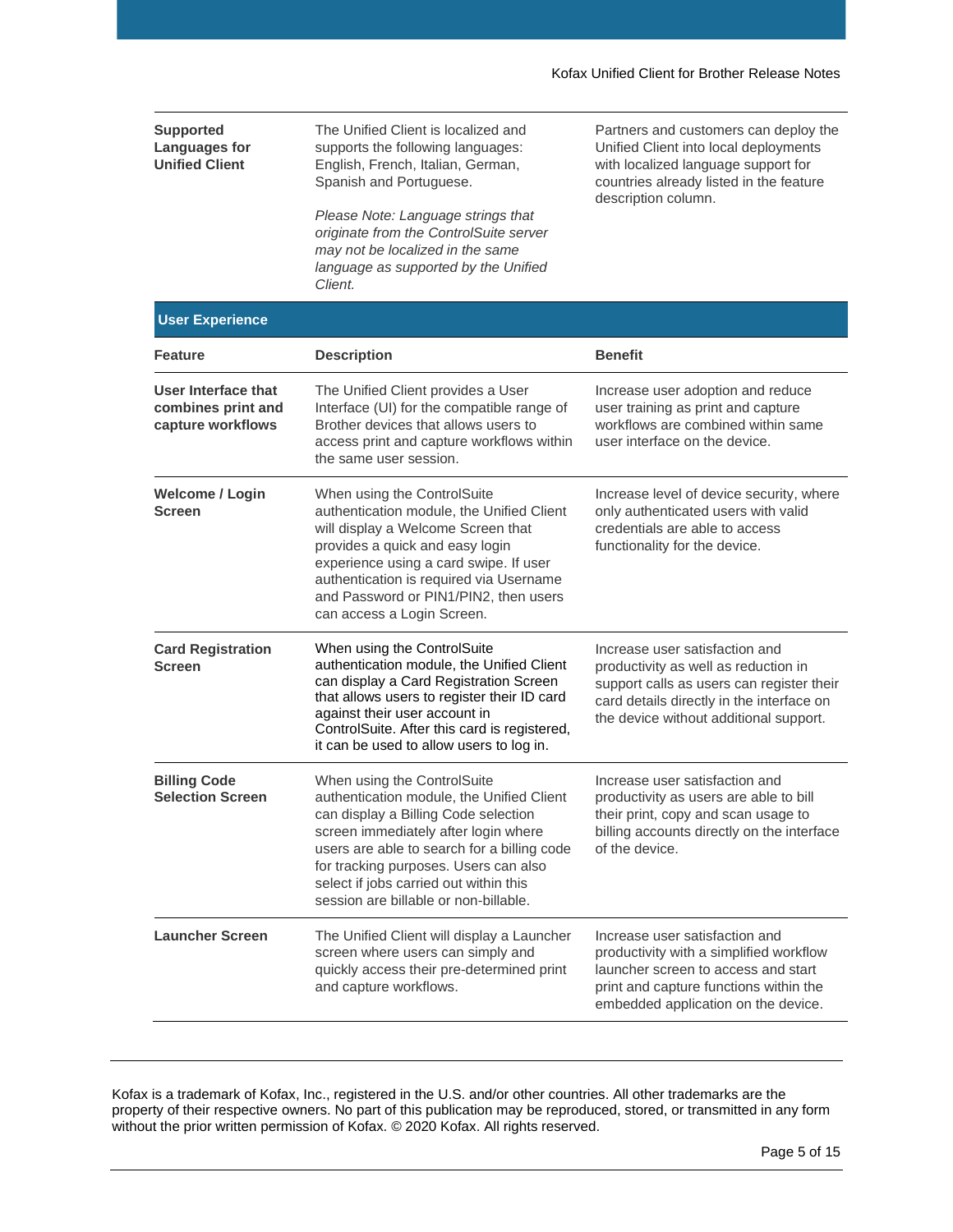| | | |
|---|---|---|
| **Supported Languages for Unified Client** | The Unified Client is localized and supports the following languages: English, French, Italian, German, Spanish and Portuguese.<br><br>*Please Note: Language strings that originate from the ControlSuite server may not be localized in the same language as supported by the Unified Client.* | Partners and customers can deploy the Unified Client into local deployments with localized language support for countries already listed in the feature description column. |

## User Experience

| Feature | Description | Benefit |
|---|---|---|
| **User Interface that combines print and capture workflows** | The Unified Client provides a User Interface (UI) for the compatible range of Brother devices that allows users to access print and capture workflows within the same user session. | Increase user adoption and reduce user training as print and capture workflows are combined within same user interface on the device. |
| **Welcome / Login Screen** | When using the ControlSuite authentication module, the Unified Client will display a Welcome Screen that provides a quick and easy login experience using a card swipe. If user authentication is required via Username and Password or PIN1/PIN2, then users can access a Login Screen. | Increase level of device security, where only authenticated users with valid credentials are able to access functionality for the device. |
| **Card Registration Screen** | When using the ControlSuite authentication module, the Unified Client can display a Card Registration Screen that allows users to register their ID card against their user account in ControlSuite. After this card is registered, it can be used to allow users to log in. | Increase user satisfaction and productivity as well as reduction in support calls as users can register their card details directly in the interface on the device without additional support. |
| **Billing Code Selection Screen** | When using the ControlSuite authentication module, the Unified Client can display a Billing Code selection screen immediately after login where users are able to search for a billing code for tracking purposes. Users can also select if jobs carried out within this session are billable or non-billable. | Increase user satisfaction and productivity as users are able to bill their print, copy and scan usage to billing accounts directly on the interface of the device. |
| **Launcher Screen** | The Unified Client will display a Launcher screen where users can simply and quickly access their pre-determined print and capture workflows. | Increase user satisfaction and productivity with a simplified workflow launcher screen to access and start print and capture functions within the embedded application on the device. |

Kofax is a trademark of Kofax, Inc., registered in the U.S. and/or other countries. All other trademarks are the property of their respective owners. No part of this publication may be reproduced, stored, or transmitted in any form without the prior written permission of Kofax. © 2020 Kofax. All rights reserved.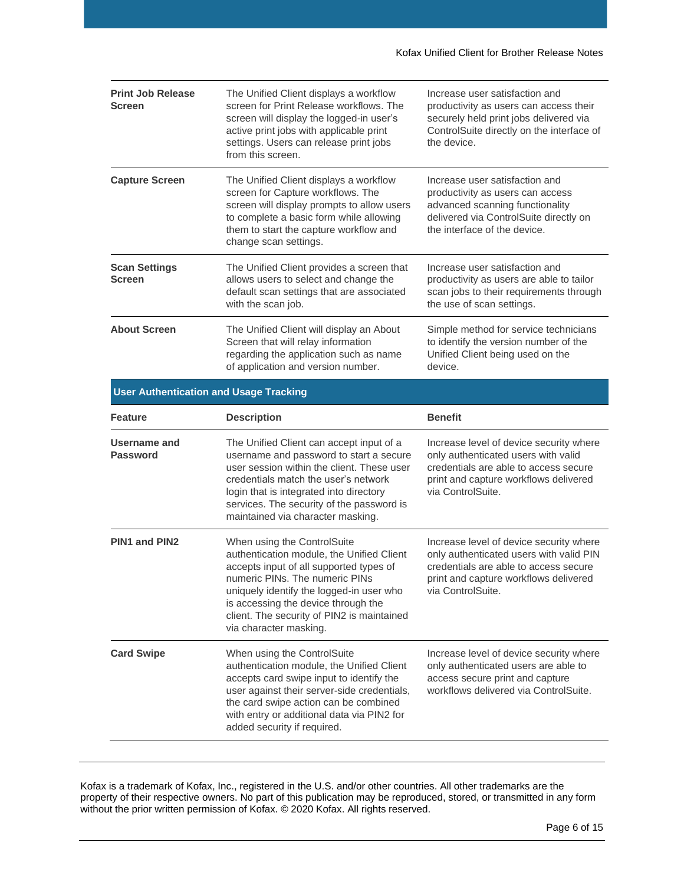| | | |
|---|---|---|
| **Print Job Release Screen** | The Unified Client displays a workflow screen for Print Release workflows. The screen will display the logged-in user's active print jobs with applicable print settings. Users can release print jobs from this screen. | Increase user satisfaction and productivity as users can access their securely held print jobs delivered via ControlSuite directly on the interface of the device. |
| **Capture Screen** | The Unified Client displays a workflow screen for Capture workflows. The screen will display prompts to allow users to complete a basic form while allowing them to start the capture workflow and change scan settings. | Increase user satisfaction and productivity as users can access advanced scanning functionality delivered via ControlSuite directly on the interface of the device. |
| **Scan Settings Screen** | The Unified Client provides a screen that allows users to select and change the default scan settings that are associated with the scan job. | Increase user satisfaction and productivity as users are able to tailor scan jobs to their requirements through the use of scan settings. |
| **About Screen** | The Unified Client will display an About Screen that will relay information regarding the application such as name of application and version number. | Simple method for service technicians to identify the version number of the Unified Client being used on the device. |

### User Authentication and Usage Tracking

| Feature | Description | Benefit |
|---|---|---|
| **Username and Password** | The Unified Client can accept input of a username and password to start a secure user session within the client. These user credentials match the user's network login that is integrated into directory services. The security of the password is maintained via character masking. | Increase level of device security where only authenticated users with valid credentials are able to access secure print and capture workflows delivered via ControlSuite. |
| **PIN1 and PIN2** | When using the ControlSuite authentication module, the Unified Client accepts input of all supported types of numeric PINs. The numeric PINs uniquely identify the logged-in user who is accessing the device through the client. The security of PIN2 is maintained via character masking. | Increase level of device security where only authenticated users with valid PIN credentials are able to access secure print and capture workflows delivered via ControlSuite. |
| **Card Swipe** | When using the ControlSuite authentication module, the Unified Client accepts card swipe input to identify the user against their server-side credentials, the card swipe action can be combined with entry or additional data via PIN2 for added security if required. | Increase level of device security where only authenticated users are able to access secure print and capture workflows delivered via ControlSuite. |

Kofax is a trademark of Kofax, Inc., registered in the U.S. and/or other countries. All other trademarks are the property of their respective owners. No part of this publication may be reproduced, stored, or transmitted in any form without the prior written permission of Kofax. © 2020 Kofax. All rights reserved.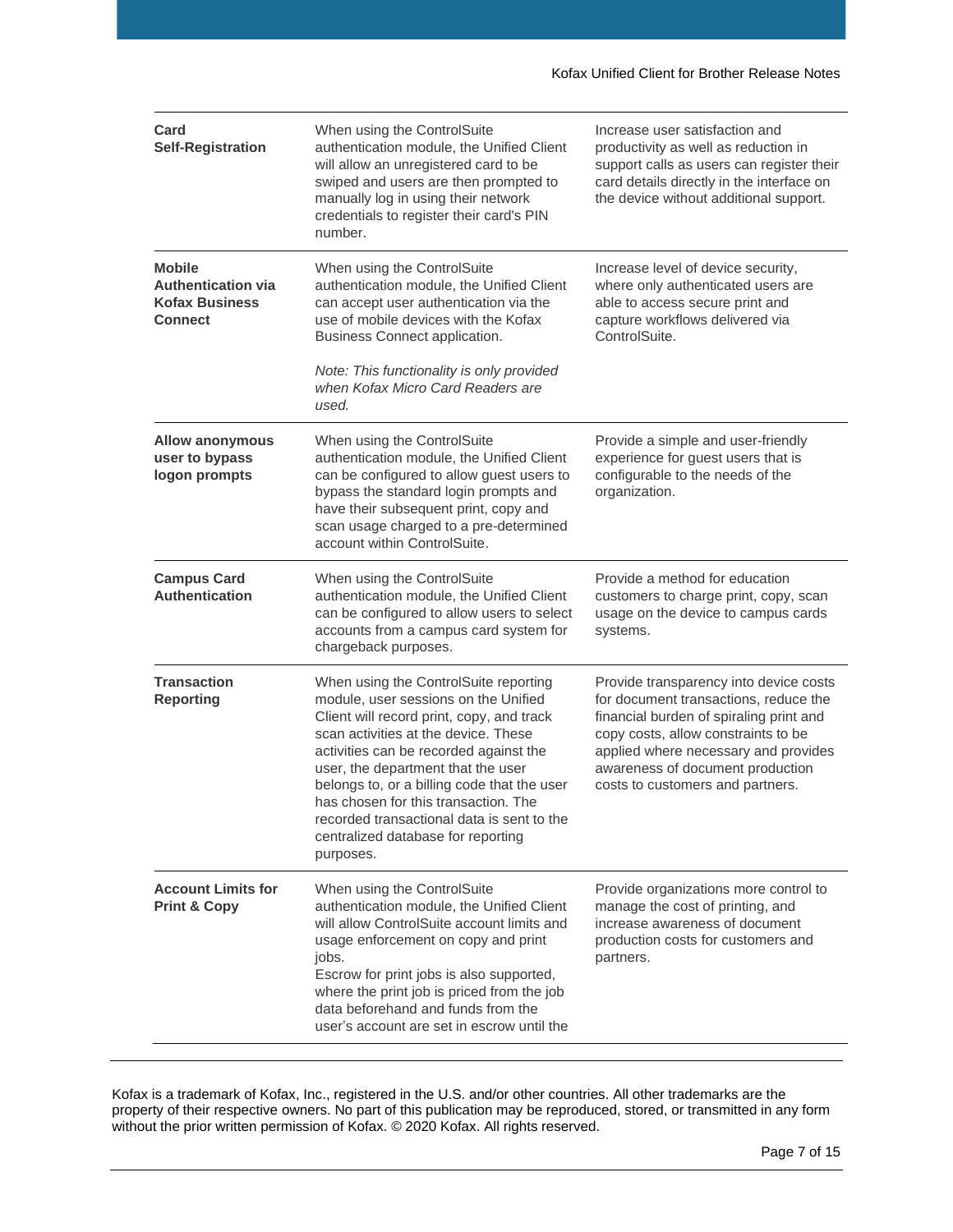| | | |
|---|---|---|
| **Card Self-Registration** | When using the ControlSuite authentication module, the Unified Client will allow an unregistered card to be swiped and users are then prompted to manually log in using their network credentials to register their card's PIN number. | Increase user satisfaction and productivity as well as reduction in support calls as users can register their card details directly in the interface on the device without additional support. |
| **Mobile Authentication via Kofax Business Connect** | When using the ControlSuite authentication module, the Unified Client can accept user authentication via the use of mobile devices with the Kofax Business Connect application.<br><br>*Note: This functionality is only provided when Kofax Micro Card Readers are used.* | Increase level of device security, where only authenticated users are able to access secure print and capture workflows delivered via ControlSuite. |
| **Allow anonymous user to bypass logon prompts** | When using the ControlSuite authentication module, the Unified Client can be configured to allow guest users to bypass the standard login prompts and have their subsequent print, copy and scan usage charged to a pre-determined account within ControlSuite. | Provide a simple and user-friendly experience for guest users that is configurable to the needs of the organization. |
| **Campus Card Authentication** | When using the ControlSuite authentication module, the Unified Client can be configured to allow users to select accounts from a campus card system for chargeback purposes. | Provide a method for education customers to charge print, copy, scan usage on the device to campus cards systems. |
| **Transaction Reporting** | When using the ControlSuite reporting module, user sessions on the Unified Client will record print, copy, and track scan activities at the device. These activities can be recorded against the user, the department that the user belongs to, or a billing code that the user has chosen for this transaction. The recorded transactional data is sent to the centralized database for reporting purposes. | Provide transparency into device costs for document transactions, reduce the financial burden of spiraling print and copy costs, allow constraints to be applied where necessary and provides awareness of document production costs to customers and partners. |
| **Account Limits for Print & Copy** | When using the ControlSuite authentication module, the Unified Client will allow ControlSuite account limits and usage enforcement on copy and print jobs.<br>Escrow for print jobs is also supported, where the print job is priced from the job data beforehand and funds from the user's account are set in escrow until the | Provide organizations more control to manage the cost of printing, and increase awareness of document production costs for customers and partners. |

Kofax is a trademark of Kofax, Inc., registered in the U.S. and/or other countries. All other trademarks are the property of their respective owners. No part of this publication may be reproduced, stored, or transmitted in any form without the prior written permission of Kofax. © 2020 Kofax. All rights reserved.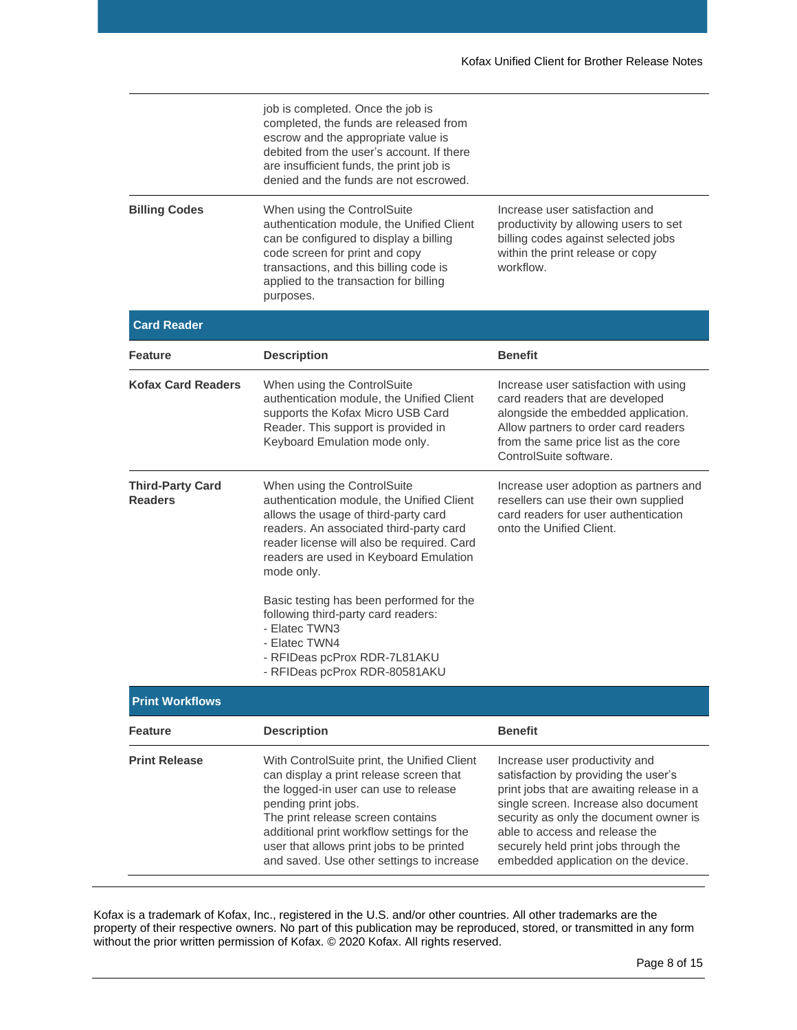| | | |
|---|---|---|
| | job is completed. Once the job is completed, the funds are released from escrow and the appropriate value is debited from the user's account. If there are insufficient funds, the print job is denied and the funds are not escrowed. | |
| **Billing Codes** | When using the ControlSuite authentication module, the Unified Client can be configured to display a billing code screen for print and copy transactions, and this billing code is applied to the transaction for billing purposes. | Increase user satisfaction and productivity by allowing users to set billing codes against selected jobs within the print release or copy workflow. |

## Card Reader

| Feature | Description | Benefit |
|---|---|---|
| **Kofax Card Readers** | When using the ControlSuite authentication module, the Unified Client supports the Kofax Micro USB Card Reader. This support is provided in Keyboard Emulation mode only. | Increase user satisfaction with using card readers that are developed alongside the embedded application. Allow partners to order card readers from the same price list as the core ControlSuite software. |
| **Third-Party Card Readers** | When using the ControlSuite authentication module, the Unified Client allows the usage of third-party card readers. An associated third-party card reader license will also be required. Card readers are used in Keyboard Emulation mode only.<br><br>Basic testing has been performed for the following third-party card readers:<br>- Elatec TWN3<br>- Elatec TWN4<br>- RFIDeas pcProx RDR-7L81AKU<br>- RFIDeas pcProx RDR-80581AKU | Increase user adoption as partners and resellers can use their own supplied card readers for user authentication onto the Unified Client. |

## Print Workflows

| Feature | Description | Benefit |
|---|---|---|
| **Print Release** | With ControlSuite print, the Unified Client can display a print release screen that the logged-in user can use to release pending print jobs.<br>The print release screen contains additional print workflow settings for the user that allows print jobs to be printed and saved. Use other settings to increase | Increase user productivity and satisfaction by providing the user's print jobs that are awaiting release in a single screen. Increase also document security as only the document owner is able to access and release the securely held print jobs through the embedded application on the device. |

Kofax is a trademark of Kofax, Inc., registered in the U.S. and/or other countries. All other trademarks are the property of their respective owners. No part of this publication may be reproduced, stored, or transmitted in any form without the prior written permission of Kofax. © 2020 Kofax. All rights reserved.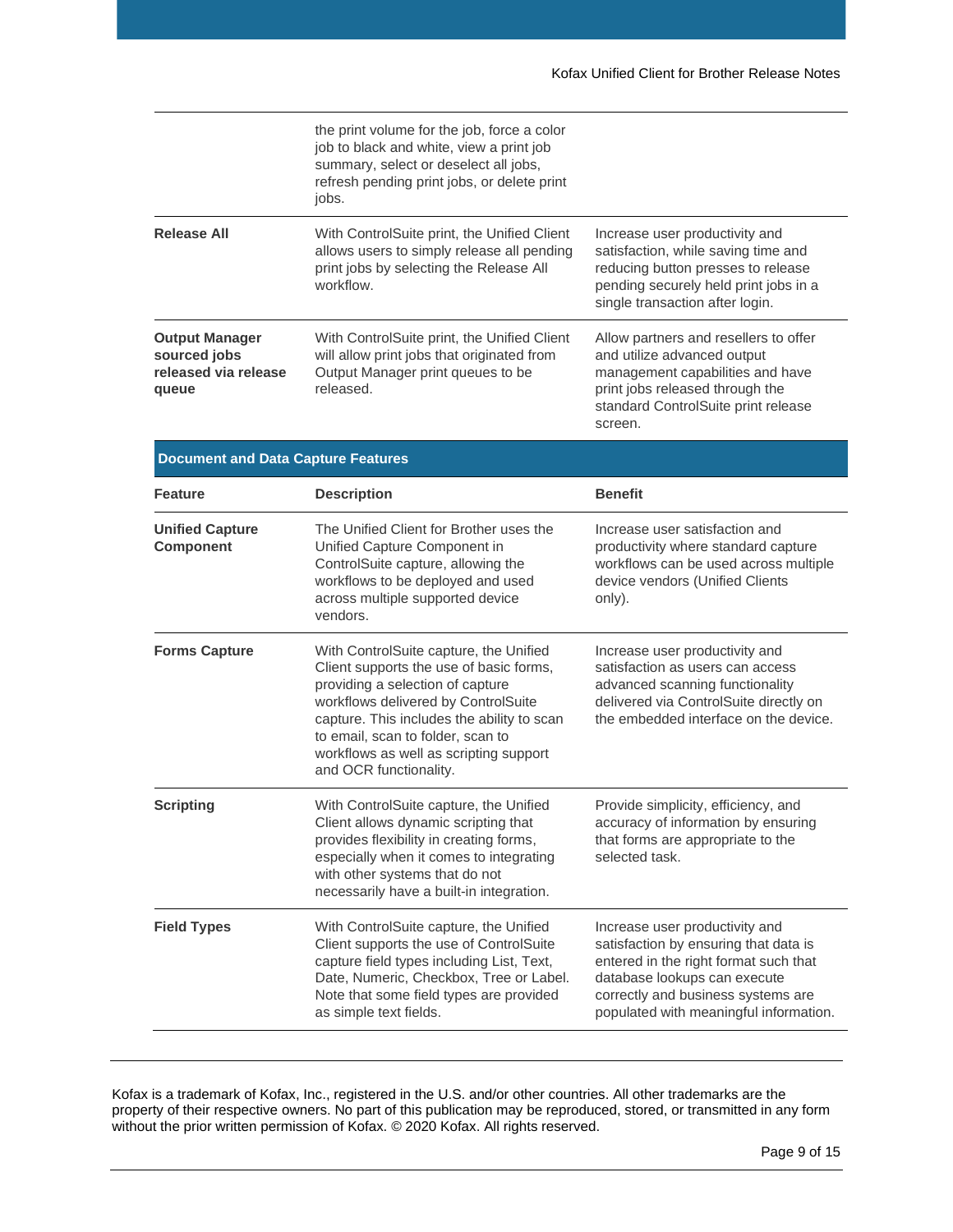| | | |
|---|---|---|
| | the print volume for the job, force a color job to black and white, view a print job summary, select or deselect all jobs, refresh pending print jobs, or delete print jobs. | |
| **Release All** | With ControlSuite print, the Unified Client allows users to simply release all pending print jobs by selecting the Release All workflow. | Increase user productivity and satisfaction, while saving time and reducing button presses to release pending securely held print jobs in a single transaction after login. |
| **Output Manager sourced jobs released via release queue** | With ControlSuite print, the Unified Client will allow print jobs that originated from Output Manager print queues to be released. | Allow partners and resellers to offer and utilize advanced output management capabilities and have print jobs released through the standard ControlSuite print release screen. |

**Document and Data Capture Features**

| Feature | Description | Benefit |
|---|---|---|
| **Unified Capture Component** | The Unified Client for Brother uses the Unified Capture Component in ControlSuite capture, allowing the workflows to be deployed and used across multiple supported device vendors. | Increase user satisfaction and productivity where standard capture workflows can be used across multiple device vendors (Unified Clients only). |
| **Forms Capture** | With ControlSuite capture, the Unified Client supports the use of basic forms, providing a selection of capture workflows delivered by ControlSuite capture. This includes the ability to scan to email, scan to folder, scan to workflows as well as scripting support and OCR functionality. | Increase user productivity and satisfaction as users can access advanced scanning functionality delivered via ControlSuite directly on the embedded interface on the device. |
| **Scripting** | With ControlSuite capture, the Unified Client allows dynamic scripting that provides flexibility in creating forms, especially when it comes to integrating with other systems that do not necessarily have a built-in integration. | Provide simplicity, efficiency, and accuracy of information by ensuring that forms are appropriate to the selected task. |
| **Field Types** | With ControlSuite capture, the Unified Client supports the use of ControlSuite capture field types including List, Text, Date, Numeric, Checkbox, Tree or Label. Note that some field types are provided as simple text fields. | Increase user productivity and satisfaction by ensuring that data is entered in the right format such that database lookups can execute correctly and business systems are populated with meaningful information. |

Kofax is a trademark of Kofax, Inc., registered in the U.S. and/or other countries. All other trademarks are the property of their respective owners. No part of this publication may be reproduced, stored, or transmitted in any form without the prior written permission of Kofax. © 2020 Kofax. All rights reserved.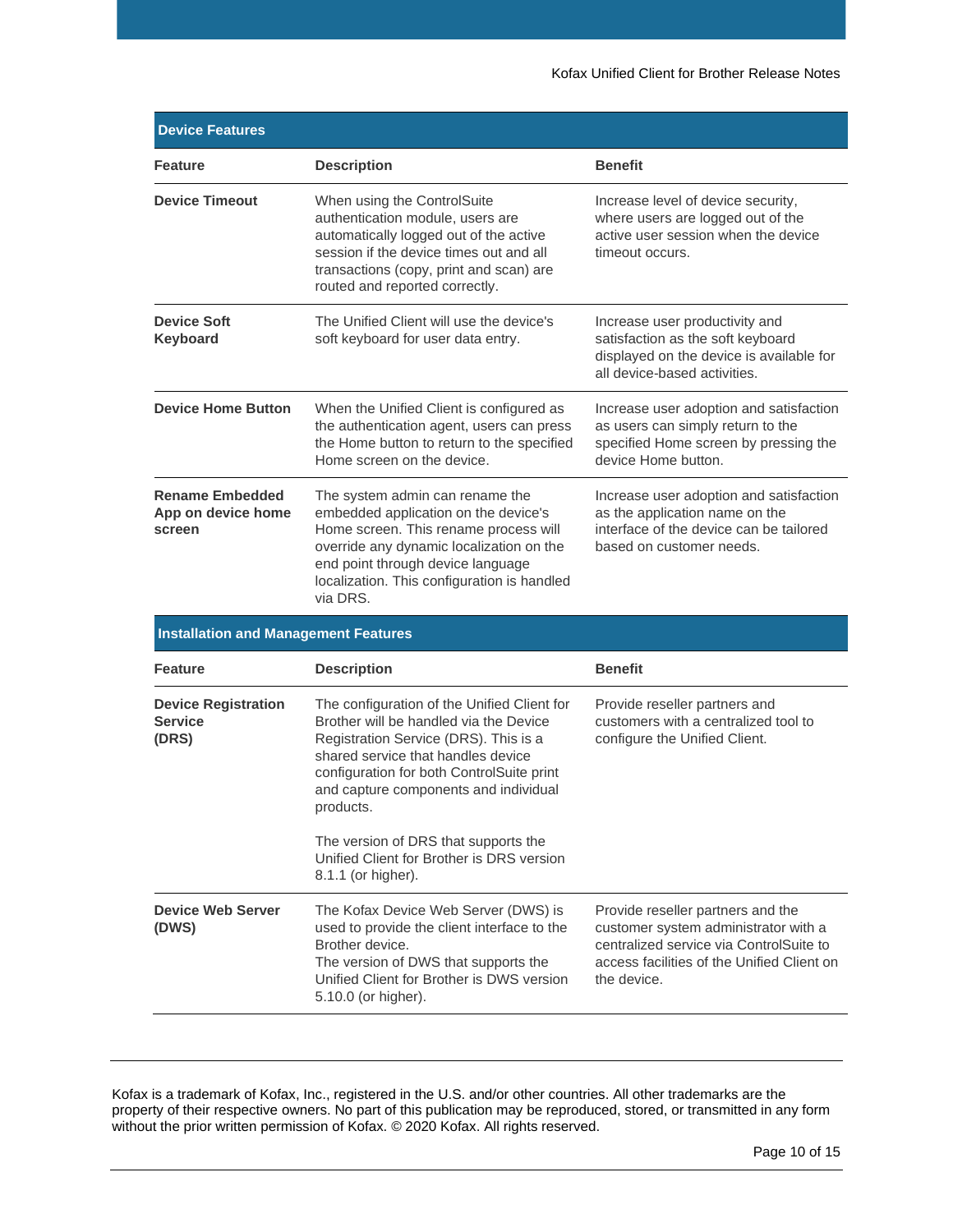## Device Features

| Feature | Description | Benefit |
|---|---|---|
| **Device Timeout** | When using the ControlSuite authentication module, users are automatically logged out of the active session if the device times out and all transactions (copy, print and scan) are routed and reported correctly. | Increase level of device security, where users are logged out of the active user session when the device timeout occurs. |
| **Device Soft Keyboard** | The Unified Client will use the device's soft keyboard for user data entry. | Increase user productivity and satisfaction as the soft keyboard displayed on the device is available for all device-based activities. |
| **Device Home Button** | When the Unified Client is configured as the authentication agent, users can press the Home button to return to the specified Home screen on the device. | Increase user adoption and satisfaction as users can simply return to the specified Home screen by pressing the device Home button. |
| **Rename Embedded App on device home screen** | The system admin can rename the embedded application on the device's Home screen. This rename process will override any dynamic localization on the end point through device language localization. This configuration is handled via DRS. | Increase user adoption and satisfaction as the application name on the interface of the device can be tailored based on customer needs. |

## Installation and Management Features

| Feature | Description | Benefit |
|---|---|---|
| **Device Registration Service (DRS)** | The configuration of the Unified Client for Brother will be handled via the Device Registration Service (DRS). This is a shared service that handles device configuration for both ControlSuite print and capture components and individual products.<br><br>The version of DRS that supports the Unified Client for Brother is DRS version 8.1.1 (or higher). | Provide reseller partners and customers with a centralized tool to configure the Unified Client. |
| **Device Web Server (DWS)** | The Kofax Device Web Server (DWS) is used to provide the client interface to the Brother device.<br>The version of DWS that supports the Unified Client for Brother is DWS version 5.10.0 (or higher). | Provide reseller partners and the customer system administrator with a centralized service via ControlSuite to access facilities of the Unified Client on the device. |

Kofax is a trademark of Kofax, Inc., registered in the U.S. and/or other countries. All other trademarks are the property of their respective owners. No part of this publication may be reproduced, stored, or transmitted in any form without the prior written permission of Kofax. © 2020 Kofax. All rights reserved.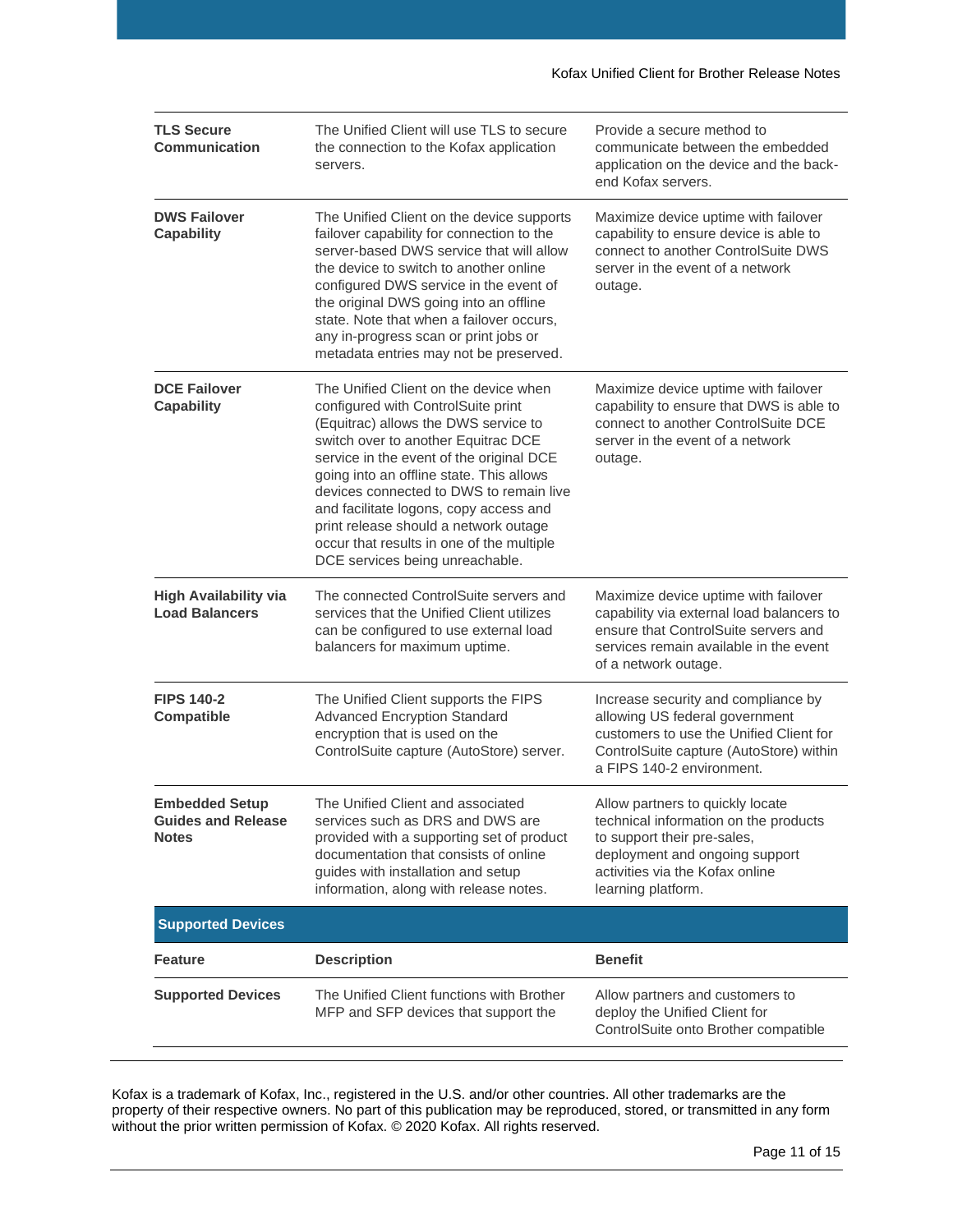| | | |
|---|---|---|
| **TLS Secure Communication** | The Unified Client will use TLS to secure the connection to the Kofax application servers. | Provide a secure method to communicate between the embedded application on the device and the back-end Kofax servers. |
| **DWS Failover Capability** | The Unified Client on the device supports failover capability for connection to the server-based DWS service that will allow the device to switch to another online configured DWS service in the event of the original DWS going into an offline state. Note that when a failover occurs, any in-progress scan or print jobs or metadata entries may not be preserved. | Maximize device uptime with failover capability to ensure device is able to connect to another ControlSuite DWS server in the event of a network outage. |
| **DCE Failover Capability** | The Unified Client on the device when configured with ControlSuite print (Equitrac) allows the DWS service to switch over to another Equitrac DCE service in the event of the original DCE going into an offline state. This allows devices connected to DWS to remain live and facilitate logons, copy access and print release should a network outage occur that results in one of the multiple DCE services being unreachable. | Maximize device uptime with failover capability to ensure that DWS is able to connect to another ControlSuite DCE server in the event of a network outage. |
| **High Availability via Load Balancers** | The connected ControlSuite servers and services that the Unified Client utilizes can be configured to use external load balancers for maximum uptime. | Maximize device uptime with failover capability via external load balancers to ensure that ControlSuite servers and services remain available in the event of a network outage. |
| **FIPS 140-2 Compatible** | The Unified Client supports the FIPS Advanced Encryption Standard encryption that is used on the ControlSuite capture (AutoStore) server. | Increase security and compliance by allowing US federal government customers to use the Unified Client for ControlSuite capture (AutoStore) within a FIPS 140-2 environment. |
| **Embedded Setup Guides and Release Notes** | The Unified Client and associated services such as DRS and DWS are provided with a supporting set of product documentation that consists of online guides with installation and setup information, along with release notes. | Allow partners to quickly locate technical information on the products to support their pre-sales, deployment and ongoing support activities via the Kofax online learning platform. |

## Supported Devices

| Feature | Description | Benefit |
|---|---|---|
| **Supported Devices** | The Unified Client functions with Brother MFP and SFP devices that support the | Allow partners and customers to deploy the Unified Client for ControlSuite onto Brother compatible |

Kofax is a trademark of Kofax, Inc., registered in the U.S. and/or other countries. All other trademarks are the property of their respective owners. No part of this publication may be reproduced, stored, or transmitted in any form without the prior written permission of Kofax. © 2020 Kofax. All rights reserved.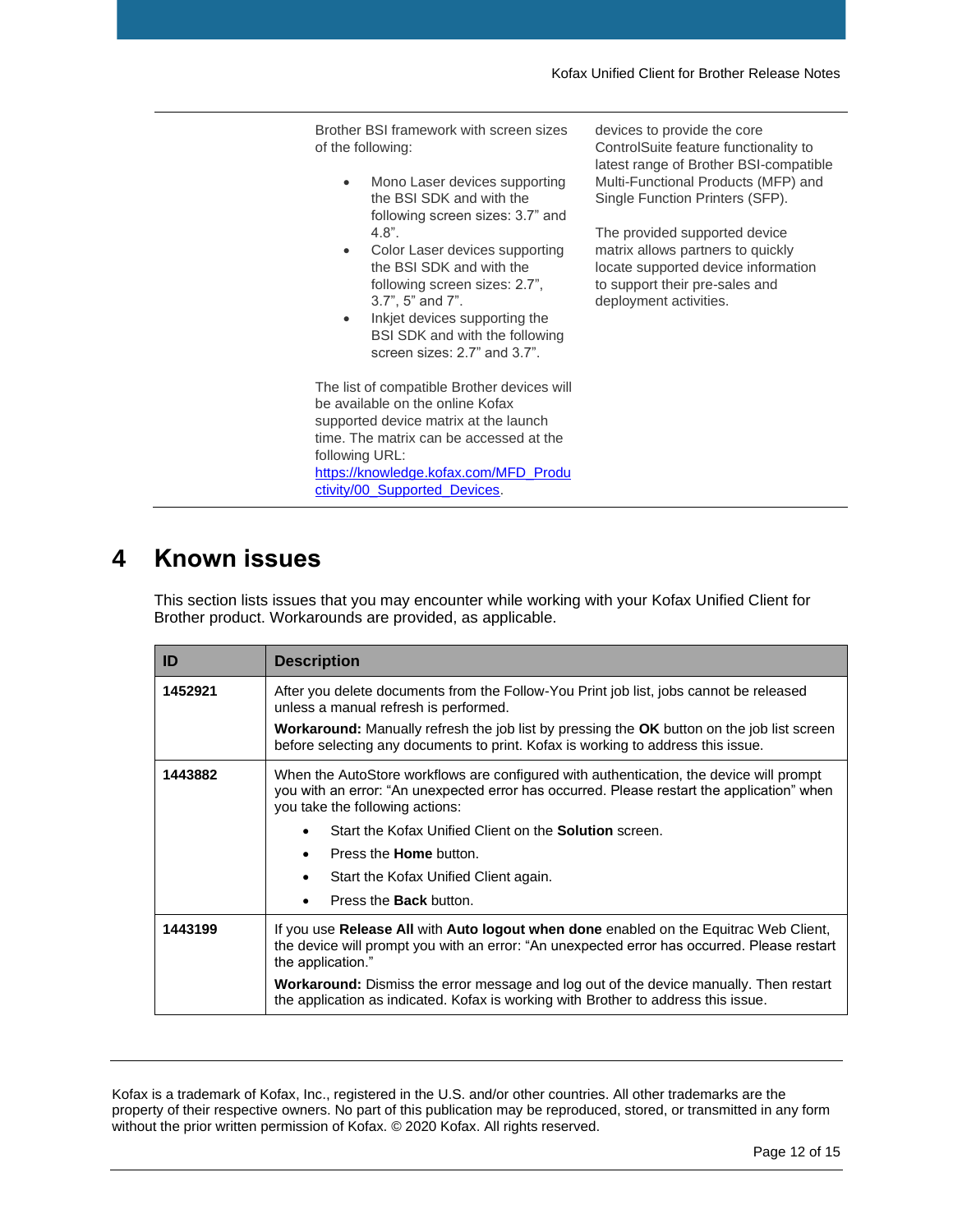| | | |
|---|---|---|
| | Brother BSI framework with screen sizes of the following:<br><br>• Mono Laser devices supporting the BSI SDK and with the following screen sizes: 3.7" and 4.8".<br>• Color Laser devices supporting the BSI SDK and with the following screen sizes: 2.7", 3.7", 5" and 7".<br>• Inkjet devices supporting the BSI SDK and with the following screen sizes: 2.7" and 3.7".<br><br>The list of compatible Brother devices will be available on the online Kofax supported device matrix at the launch time. The matrix can be accessed at the following URL: https://knowledge.kofax.com/MFD_Productivity/00_Supported_Devices. | devices to provide the core ControlSuite feature functionality to latest range of Brother BSI-compatible Multi-Functional Products (MFP) and Single Function Printers (SFP).<br><br>The provided supported device matrix allows partners to quickly locate supported device information to support their pre-sales and deployment activities. |

# 4 Known issues

This section lists issues that you may encounter while working with your Kofax Unified Client for Brother product. Workarounds are provided, as applicable.

| ID | Description |
|---|---|
| **1452921** | After you delete documents from the Follow-You Print job list, jobs cannot be released unless a manual refresh is performed.<br><br>**Workaround:** Manually refresh the job list by pressing the **OK** button on the job list screen before selecting any documents to print. Kofax is working to address this issue. |
| **1443882** | When the AutoStore workflows are configured with authentication, the device will prompt you with an error: "An unexpected error has occurred. Please restart the application" when you take the following actions:<br><br>• Start the Kofax Unified Client on the **Solution** screen.<br>• Press the **Home** button.<br>• Start the Kofax Unified Client again.<br>• Press the **Back** button. |
| **1443199** | If you use **Release All** with **Auto logout when done** enabled on the Equitrac Web Client, the device will prompt you with an error: "An unexpected error has occurred. Please restart the application."<br><br>**Workaround:** Dismiss the error message and log out of the device manually. Then restart the application as indicated. Kofax is working with Brother to address this issue. |

Kofax is a trademark of Kofax, Inc., registered in the U.S. and/or other countries. All other trademarks are the property of their respective owners. No part of this publication may be reproduced, stored, or transmitted in any form without the prior written permission of Kofax. © 2020 Kofax. All rights reserved.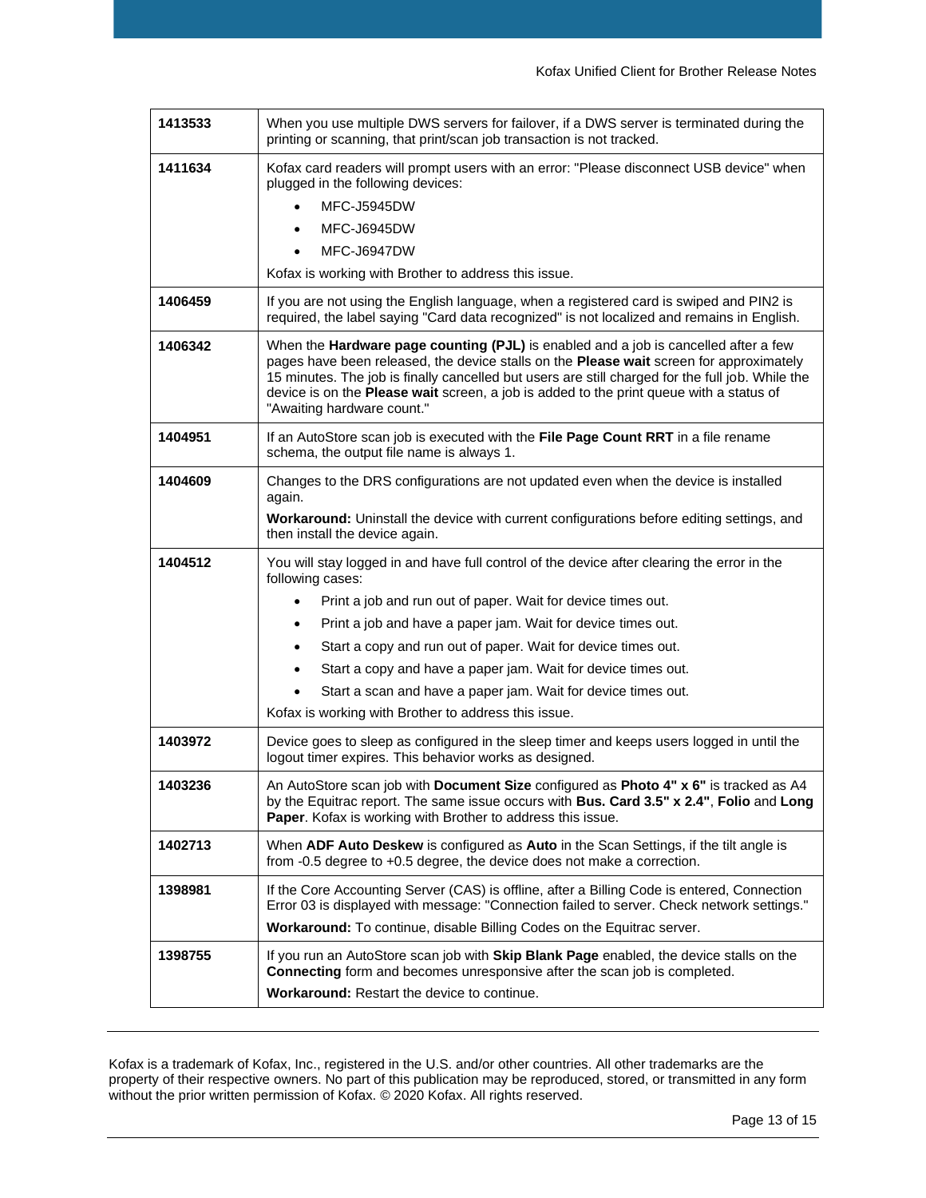| | |
|---|---|
| **1413533** | When you use multiple DWS servers for failover, if a DWS server is terminated during the printing or scanning, that print/scan job transaction is not tracked. |
| **1411634** | Kofax card readers will prompt users with an error: "Please disconnect USB device" when plugged in the following devices:<br>• MFC-J5945DW<br>• MFC-J6945DW<br>• MFC-J6947DW<br>Kofax is working with Brother to address this issue. |
| **1406459** | If you are not using the English language, when a registered card is swiped and PIN2 is required, the label saying "Card data recognized" is not localized and remains in English. |
| **1406342** | When the **Hardware page counting (PJL)** is enabled and a job is cancelled after a few pages have been released, the device stalls on the **Please wait** screen for approximately 15 minutes. The job is finally cancelled but users are still charged for the full job. While the device is on the **Please wait** screen, a job is added to the print queue with a status of "Awaiting hardware count." |
| **1404951** | If an AutoStore scan job is executed with the **File Page Count RRT** in a file rename schema, the output file name is always 1. |
| **1404609** | Changes to the DRS configurations are not updated even when the device is installed again.<br>**Workaround:** Uninstall the device with current configurations before editing settings, and then install the device again. |
| **1404512** | You will stay logged in and have full control of the device after clearing the error in the following cases:<br>• Print a job and run out of paper. Wait for device times out.<br>• Print a job and have a paper jam. Wait for device times out.<br>• Start a copy and run out of paper. Wait for device times out.<br>• Start a copy and have a paper jam. Wait for device times out.<br>• Start a scan and have a paper jam. Wait for device times out.<br>Kofax is working with Brother to address this issue. |
| **1403972** | Device goes to sleep as configured in the sleep timer and keeps users logged in until the logout timer expires. This behavior works as designed. |
| **1403236** | An AutoStore scan job with **Document Size** configured as **Photo 4" x 6"** is tracked as A4 by the Equitrac report. The same issue occurs with **Bus. Card 3.5" x 2.4"**, **Folio** and **Long Paper**. Kofax is working with Brother to address this issue. |
| **1402713** | When **ADF Auto Deskew** is configured as **Auto** in the Scan Settings, if the tilt angle is from -0.5 degree to +0.5 degree, the device does not make a correction. |
| **1398981** | If the Core Accounting Server (CAS) is offline, after a Billing Code is entered, Connection Error 03 is displayed with message: "Connection failed to server. Check network settings."<br>**Workaround:** To continue, disable Billing Codes on the Equitrac server. |
| **1398755** | If you run an AutoStore scan job with **Skip Blank Page** enabled, the device stalls on the **Connecting** form and becomes unresponsive after the scan job is completed.<br>**Workaround:** Restart the device to continue. |

Kofax is a trademark of Kofax, Inc., registered in the U.S. and/or other countries. All other trademarks are the property of their respective owners. No part of this publication may be reproduced, stored, or transmitted in any form without the prior written permission of Kofax. © 2020 Kofax. All rights reserved.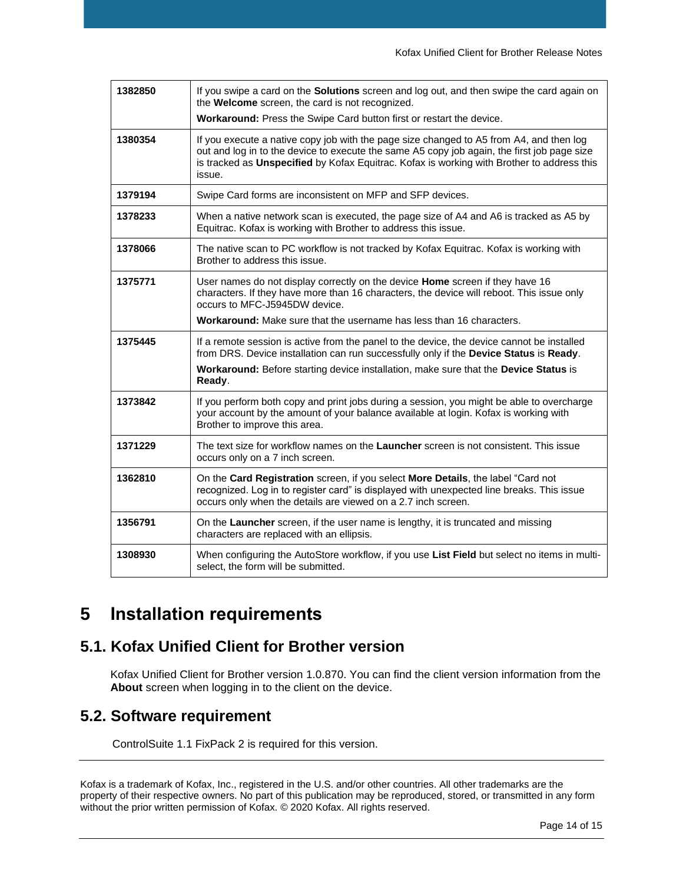| | |
|---|---|
| **1382850** | If you swipe a card on the **Solutions** screen and log out, and then swipe the card again on the **Welcome** screen, the card is not recognized.<br>**Workaround:** Press the Swipe Card button first or restart the device. |
| **1380354** | If you execute a native copy job with the page size changed to A5 from A4, and then log out and log in to the device to execute the same A5 copy job again, the first job page size is tracked as **Unspecified** by Kofax Equitrac. Kofax is working with Brother to address this issue. |
| **1379194** | Swipe Card forms are inconsistent on MFP and SFP devices. |
| **1378233** | When a native network scan is executed, the page size of A4 and A6 is tracked as A5 by Equitrac. Kofax is working with Brother to address this issue. |
| **1378066** | The native scan to PC workflow is not tracked by Kofax Equitrac. Kofax is working with Brother to address this issue. |
| **1375771** | User names do not display correctly on the device **Home** screen if they have 16 characters. If they have more than 16 characters, the device will reboot. This issue only occurs to MFC-J5945DW device.<br>**Workaround:** Make sure that the username has less than 16 characters. |
| **1375445** | If a remote session is active from the panel to the device, the device cannot be installed from DRS. Device installation can run successfully only if the **Device Status** is **Ready**.<br>**Workaround:** Before starting device installation, make sure that the **Device Status** is **Ready**. |
| **1373842** | If you perform both copy and print jobs during a session, you might be able to overcharge your account by the amount of your balance available at login. Kofax is working with Brother to improve this area. |
| **1371229** | The text size for workflow names on the **Launcher** screen is not consistent. This issue occurs only on a 7 inch screen. |
| **1362810** | On the **Card Registration** screen, if you select **More Details**, the label “Card not recognized. Log in to register card” is displayed with unexpected line breaks. This issue occurs only when the details are viewed on a 2.7 inch screen. |
| **1356791** | On the **Launcher** screen, if the user name is lengthy, it is truncated and missing characters are replaced with an ellipsis. |
| **1308930** | When configuring the AutoStore workflow, if you use **List Field** but select no items in multi-select, the form will be submitted. |

# 5 Installation requirements

## 5.1. Kofax Unified Client for Brother version

Kofax Unified Client for Brother version 1.0.870. You can find the client version information from the **About** screen when logging in to the client on the device.

## 5.2. Software requirement

ControlSuite 1.1 FixPack 2 is required for this version.

Kofax is a trademark of Kofax, Inc., registered in the U.S. and/or other countries. All other trademarks are the property of their respective owners. No part of this publication may be reproduced, stored, or transmitted in any form without the prior written permission of Kofax. © 2020 Kofax. All rights reserved.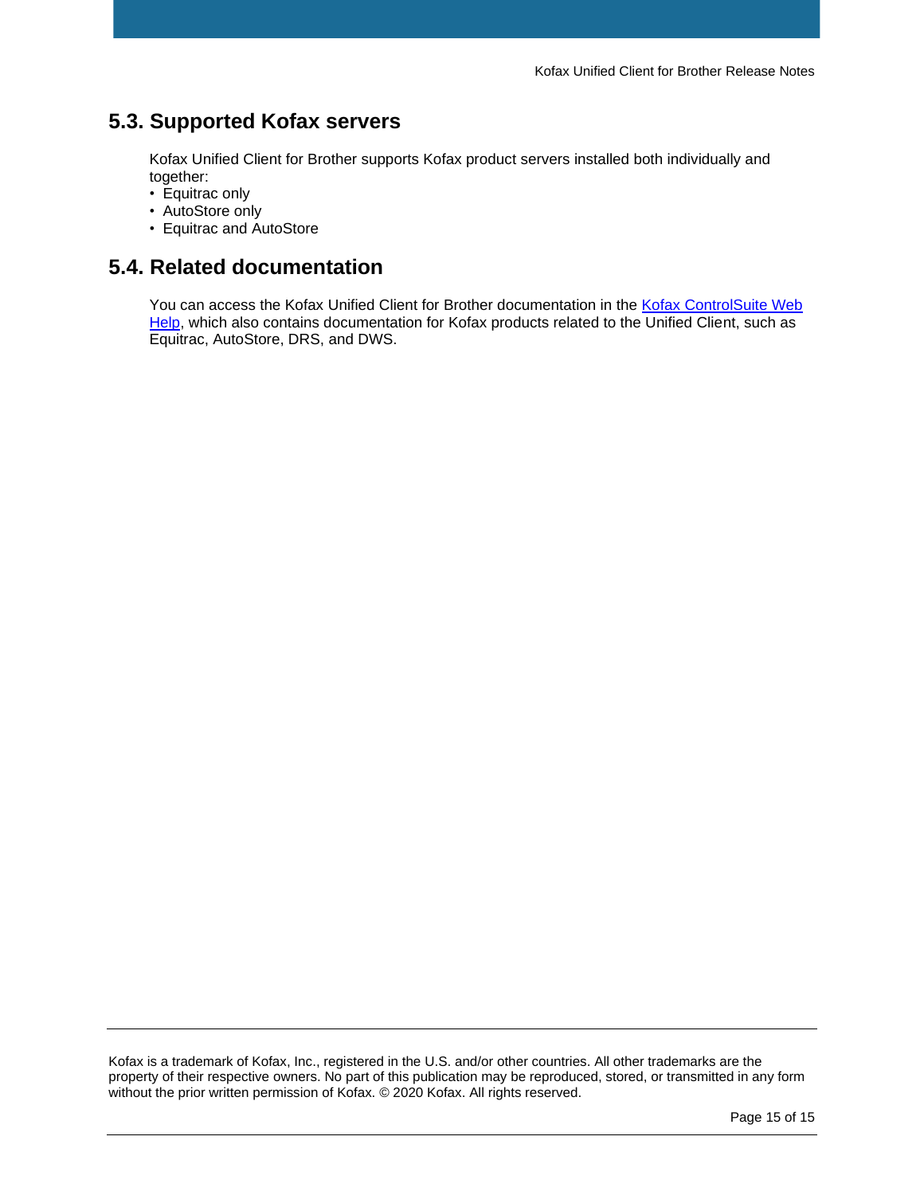## 5.3. Supported Kofax servers

Kofax Unified Client for Brother supports Kofax product servers installed both individually and together:

- Equitrac only
- AutoStore only
- Equitrac and AutoStore

## 5.4. Related documentation

You can access the Kofax Unified Client for Brother documentation in the Kofax ControlSuite Web Help, which also contains documentation for Kofax products related to the Unified Client, such as Equitrac, AutoStore, DRS, and DWS.

Kofax is a trademark of Kofax, Inc., registered in the U.S. and/or other countries. All other trademarks are the property of their respective owners. No part of this publication may be reproduced, stored, or transmitted in any form without the prior written permission of Kofax. © 2020 Kofax. All rights reserved.